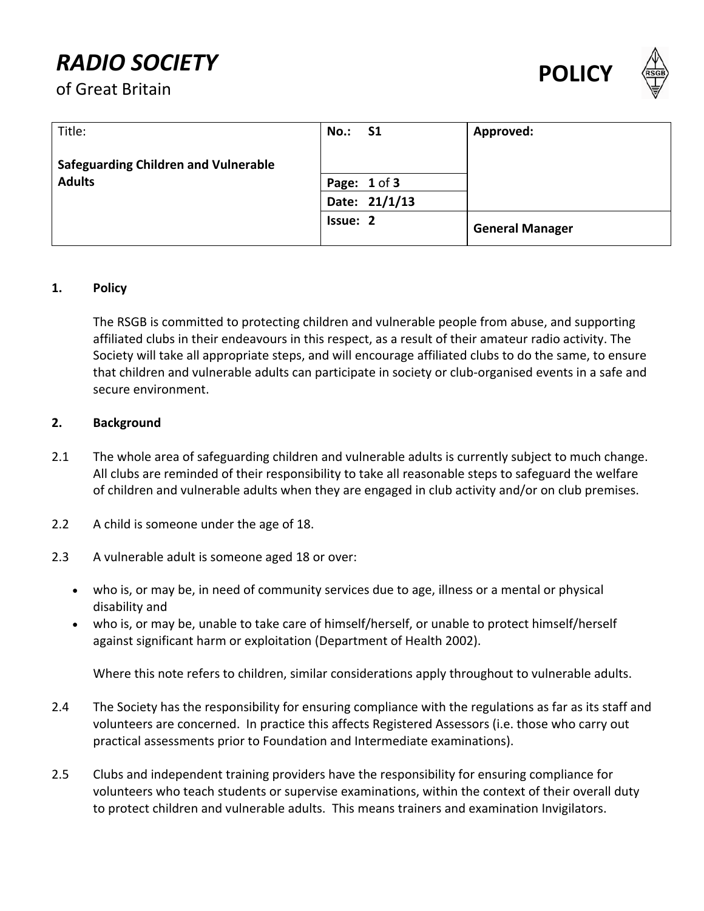# *RADIO SOCIETY*

of Great Britain

**POLICY**

| Title: **Safeguarding Children and Vulnerable Adults** | **No.: S1** | **Approved:** |
|---|---|---|
| | **Page: 1** of **3** | |
| | **Date: 21/1/13** | |
| | **Issue: 2** | **General Manager** |

## 1. Policy

The RSGB is committed to protecting children and vulnerable people from abuse, and supporting affiliated clubs in their endeavours in this respect, as a result of their amateur radio activity. The Society will take all appropriate steps, and will encourage affiliated clubs to do the same, to ensure that children and vulnerable adults can participate in society or club-organised events in a safe and secure environment.

## 2. Background

2.1 The whole area of safeguarding children and vulnerable adults is currently subject to much change. All clubs are reminded of their responsibility to take all reasonable steps to safeguard the welfare of children and vulnerable adults when they are engaged in club activity and/or on club premises.

2.2 A child is someone under the age of 18.

2.3 A vulnerable adult is someone aged 18 or over:

- who is, or may be, in need of community services due to age, illness or a mental or physical disability and
- who is, or may be, unable to take care of himself/herself, or unable to protect himself/herself against significant harm or exploitation (Department of Health 2002).

Where this note refers to children, similar considerations apply throughout to vulnerable adults.

2.4 The Society has the responsibility for ensuring compliance with the regulations as far as its staff and volunteers are concerned. In practice this affects Registered Assessors (i.e. those who carry out practical assessments prior to Foundation and Intermediate examinations).

2.5 Clubs and independent training providers have the responsibility for ensuring compliance for volunteers who teach students or supervise examinations, within the context of their overall duty to protect children and vulnerable adults. This means trainers and examination Invigilators.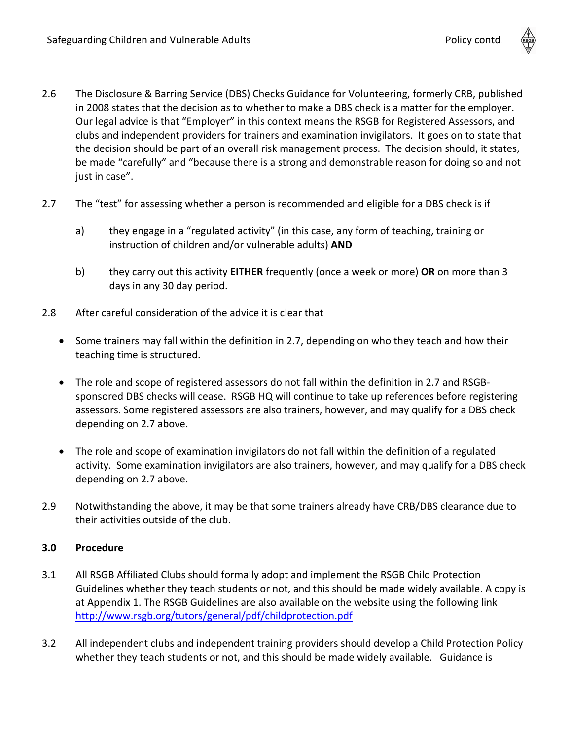2.6 The Disclosure & Barring Service (DBS) Checks Guidance for Volunteering, formerly CRB, published in 2008 states that the decision as to whether to make a DBS check is a matter for the employer. Our legal advice is that "Employer" in this context means the RSGB for Registered Assessors, and clubs and independent providers for trainers and examination invigilators. It goes on to state that the decision should be part of an overall risk management process. The decision should, it states, be made "carefully" and "because there is a strong and demonstrable reason for doing so and not just in case".

2.7 The "test" for assessing whether a person is recommended and eligible for a DBS check is if

a) they engage in a "regulated activity" (in this case, any form of teaching, training or instruction of children and/or vulnerable adults) **AND**

b) they carry out this activity **EITHER** frequently (once a week or more) **OR** on more than 3 days in any 30 day period.

2.8 After careful consideration of the advice it is clear that

- Some trainers may fall within the definition in 2.7, depending on who they teach and how their teaching time is structured.
- The role and scope of registered assessors do not fall within the definition in 2.7 and RSGB-sponsored DBS checks will cease. RSGB HQ will continue to take up references before registering assessors. Some registered assessors are also trainers, however, and may qualify for a DBS check depending on 2.7 above.
- The role and scope of examination invigilators do not fall within the definition of a regulated activity. Some examination invigilators are also trainers, however, and may qualify for a DBS check depending on 2.7 above.

2.9 Notwithstanding the above, it may be that some trainers already have CRB/DBS clearance due to their activities outside of the club.

## 3.0 Procedure

3.1 All RSGB Affiliated Clubs should formally adopt and implement the RSGB Child Protection Guidelines whether they teach students or not, and this should be made widely available. A copy is at Appendix 1. The RSGB Guidelines are also available on the website using the following link http://www.rsgb.org/tutors/general/pdf/childprotection.pdf

3.2 All independent clubs and independent training providers should develop a Child Protection Policy whether they teach students or not, and this should be made widely available. Guidance is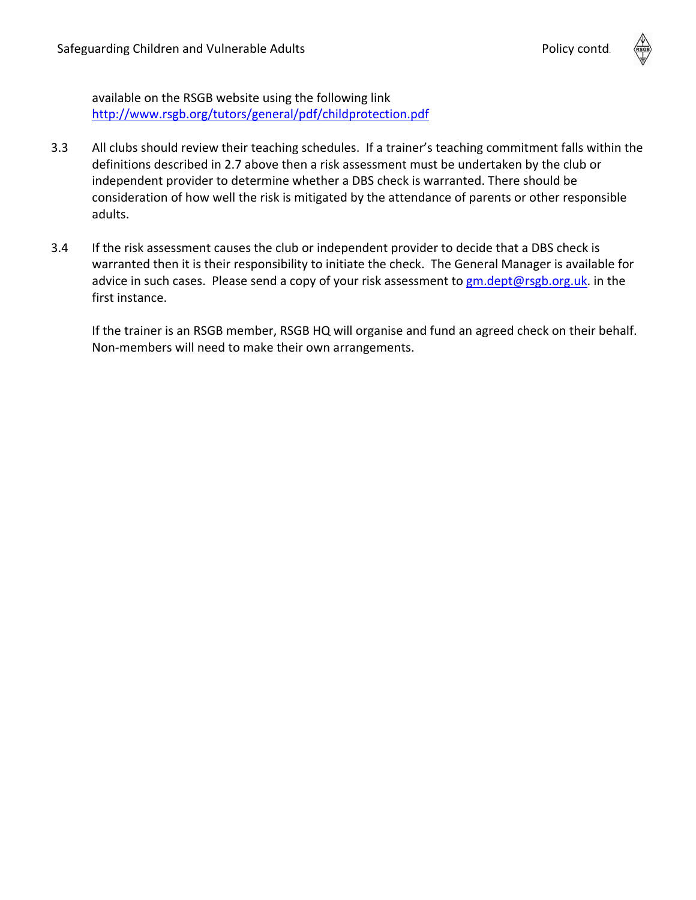available on the RSGB website using the following link
http://www.rsgb.org/tutors/general/pdf/childprotection.pdf

3.3 All clubs should review their teaching schedules. If a trainer's teaching commitment falls within the definitions described in 2.7 above then a risk assessment must be undertaken by the club or independent provider to determine whether a DBS check is warranted. There should be consideration of how well the risk is mitigated by the attendance of parents or other responsible adults.

3.4 If the risk assessment causes the club or independent provider to decide that a DBS check is warranted then it is their responsibility to initiate the check. The General Manager is available for advice in such cases. Please send a copy of your risk assessment to gm.dept@rsgb.org.uk. in the first instance.

If the trainer is an RSGB member, RSGB HQ will organise and fund an agreed check on their behalf. Non-members will need to make their own arrangements.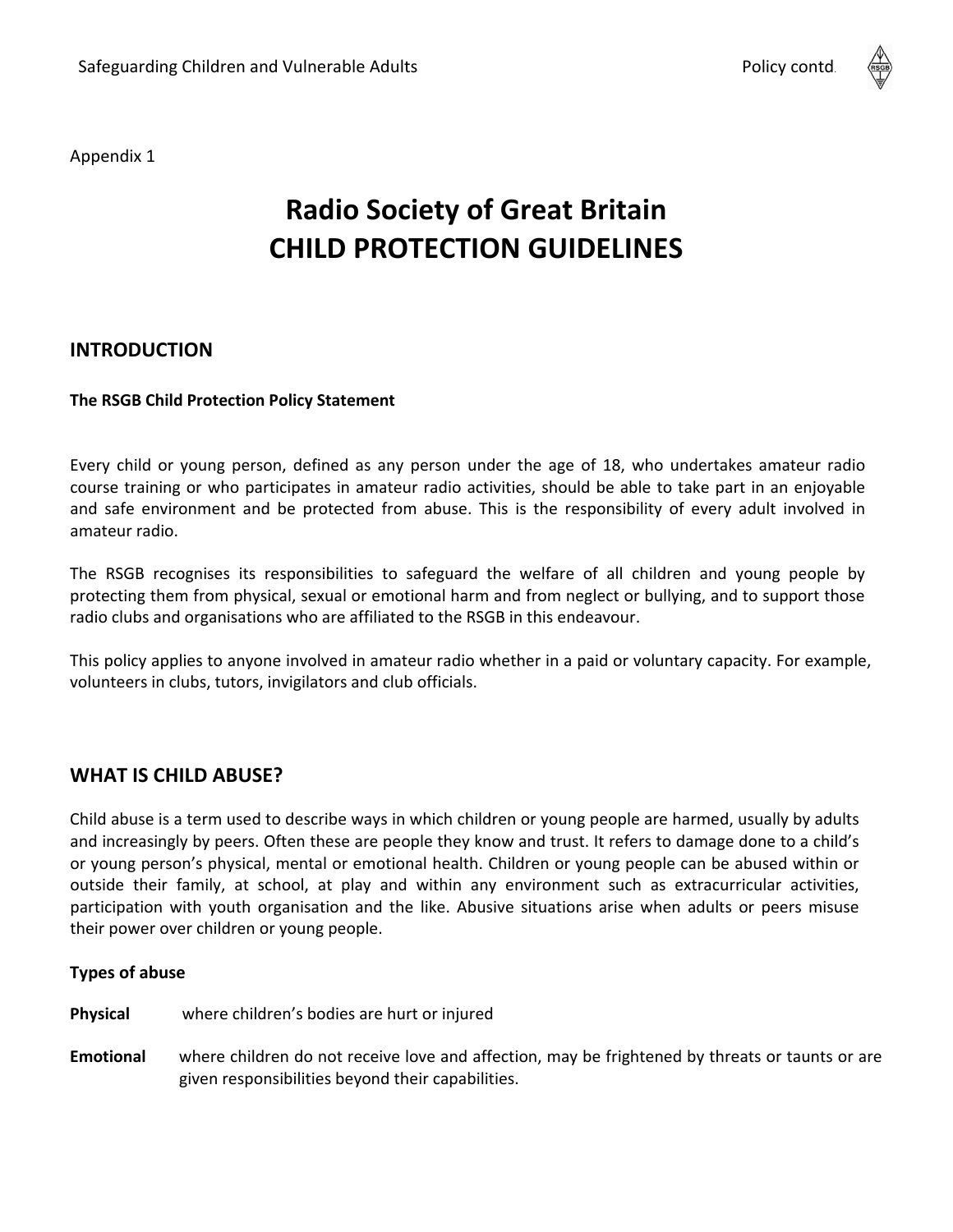Appendix 1

# Radio Society of Great Britain
# CHILD PROTECTION GUIDELINES

## INTRODUCTION

**The RSGB Child Protection Policy Statement**

Every child or young person, defined as any person under the age of 18, who undertakes amateur radio course training or who participates in amateur radio activities, should be able to take part in an enjoyable and safe environment and be protected from abuse. This is the responsibility of every adult involved in amateur radio.

The RSGB recognises its responsibilities to safeguard the welfare of all children and young people by protecting them from physical, sexual or emotional harm and from neglect or bullying, and to support those radio clubs and organisations who are affiliated to the RSGB in this endeavour.

This policy applies to anyone involved in amateur radio whether in a paid or voluntary capacity. For example, volunteers in clubs, tutors, invigilators and club officials.

## WHAT IS CHILD ABUSE?

Child abuse is a term used to describe ways in which children or young people are harmed, usually by adults and increasingly by peers. Often these are people they know and trust. It refers to damage done to a child's or young person's physical, mental or emotional health. Children or young people can be abused within or outside their family, at school, at play and within any environment such as extracurricular activities, participation with youth organisation and the like. Abusive situations arise when adults or peers misuse their power over children or young people.

**Types of abuse**

**Physical** where children's bodies are hurt or injured

**Emotional** where children do not receive love and affection, may be frightened by threats or taunts or are given responsibilities beyond their capabilities.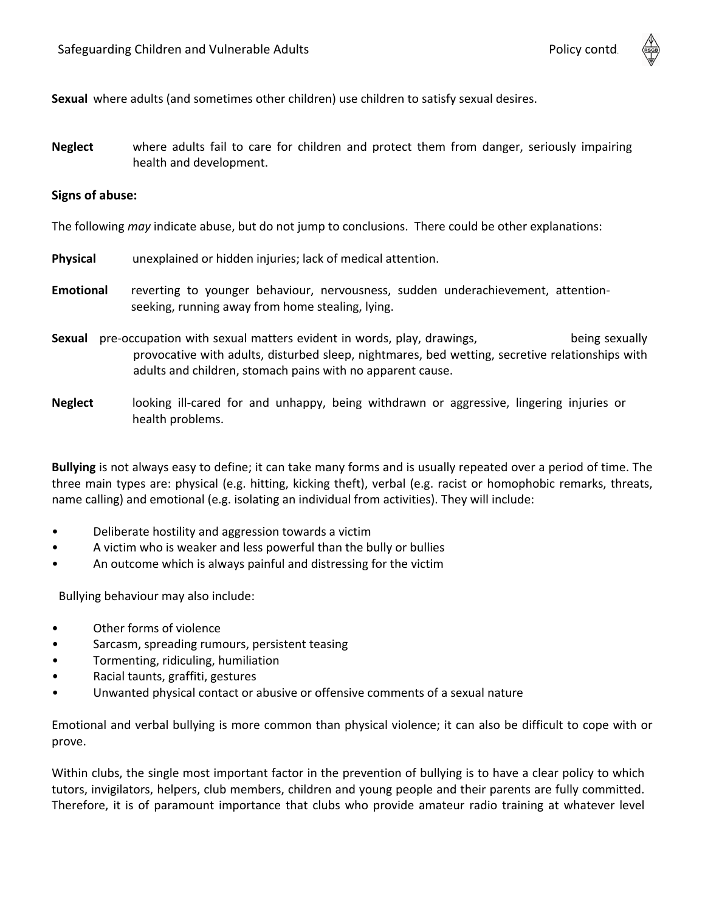**Sexual** where adults (and sometimes other children) use children to satisfy sexual desires.

**Neglect** where adults fail to care for children and protect them from danger, seriously impairing health and development.

**Signs of abuse:**

The following *may* indicate abuse, but do not jump to conclusions. There could be other explanations:

**Physical** unexplained or hidden injuries; lack of medical attention.

**Emotional** reverting to younger behaviour, nervousness, sudden underachievement, attention-seeking, running away from home stealing, lying.

**Sexual** pre-occupation with sexual matters evident in words, play, drawings, being sexually provocative with adults, disturbed sleep, nightmares, bed wetting, secretive relationships with adults and children, stomach pains with no apparent cause.

**Neglect** looking ill-cared for and unhappy, being withdrawn or aggressive, lingering injuries or health problems.

**Bullying** is not always easy to define; it can take many forms and is usually repeated over a period of time. The three main types are: physical (e.g. hitting, kicking theft), verbal (e.g. racist or homophobic remarks, threats, name calling) and emotional (e.g. isolating an individual from activities). They will include:

- Deliberate hostility and aggression towards a victim
- A victim who is weaker and less powerful than the bully or bullies
- An outcome which is always painful and distressing for the victim

Bullying behaviour may also include:

- Other forms of violence
- Sarcasm, spreading rumours, persistent teasing
- Tormenting, ridiculing, humiliation
- Racial taunts, graffiti, gestures
- Unwanted physical contact or abusive or offensive comments of a sexual nature

Emotional and verbal bullying is more common than physical violence; it can also be difficult to cope with or prove.

Within clubs, the single most important factor in the prevention of bullying is to have a clear policy to which tutors, invigilators, helpers, club members, children and young people and their parents are fully committed. Therefore, it is of paramount importance that clubs who provide amateur radio training at whatever level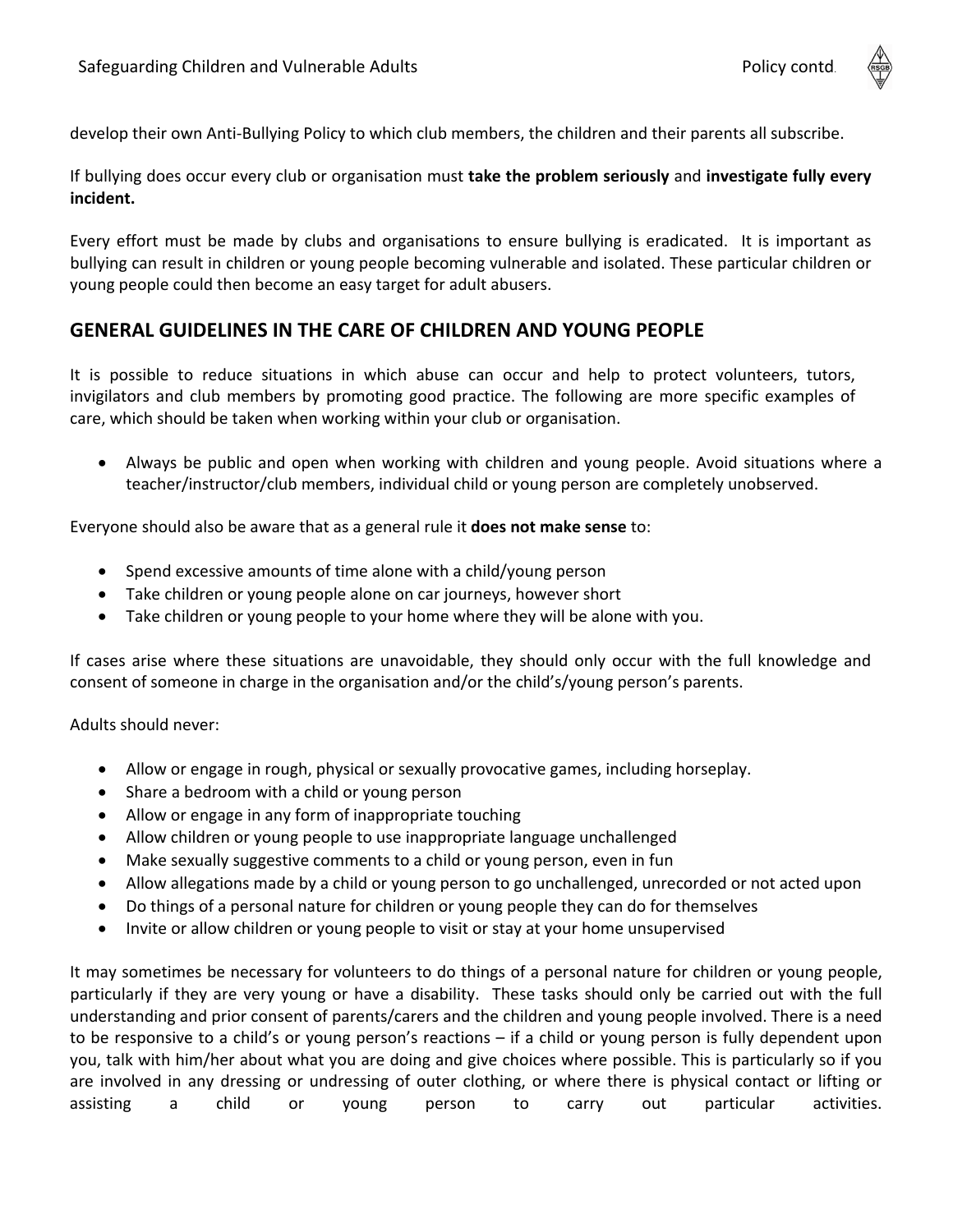develop their own Anti-Bullying Policy to which club members, the children and their parents all subscribe.

If bullying does occur every club or organisation must **take the problem seriously** and **investigate fully every incident.**

Every effort must be made by clubs and organisations to ensure bullying is eradicated. It is important as bullying can result in children or young people becoming vulnerable and isolated. These particular children or young people could then become an easy target for adult abusers.

## GENERAL GUIDELINES IN THE CARE OF CHILDREN AND YOUNG PEOPLE

It is possible to reduce situations in which abuse can occur and help to protect volunteers, tutors, invigilators and club members by promoting good practice. The following are more specific examples of care, which should be taken when working within your club or organisation.

- Always be public and open when working with children and young people. Avoid situations where a teacher/instructor/club members, individual child or young person are completely unobserved.

Everyone should also be aware that as a general rule it **does not make sense** to:

- Spend excessive amounts of time alone with a child/young person
- Take children or young people alone on car journeys, however short
- Take children or young people to your home where they will be alone with you.

If cases arise where these situations are unavoidable, they should only occur with the full knowledge and consent of someone in charge in the organisation and/or the child's/young person's parents.

Adults should never:

- Allow or engage in rough, physical or sexually provocative games, including horseplay.
- Share a bedroom with a child or young person
- Allow or engage in any form of inappropriate touching
- Allow children or young people to use inappropriate language unchallenged
- Make sexually suggestive comments to a child or young person, even in fun
- Allow allegations made by a child or young person to go unchallenged, unrecorded or not acted upon
- Do things of a personal nature for children or young people they can do for themselves
- Invite or allow children or young people to visit or stay at your home unsupervised

It may sometimes be necessary for volunteers to do things of a personal nature for children or young people, particularly if they are very young or have a disability. These tasks should only be carried out with the full understanding and prior consent of parents/carers and the children and young people involved. There is a need to be responsive to a child's or young person's reactions – if a child or young person is fully dependent upon you, talk with him/her about what you are doing and give choices where possible. This is particularly so if you are involved in any dressing or undressing of outer clothing, or where there is physical contact or lifting or assisting a child or young person to carry out particular activities.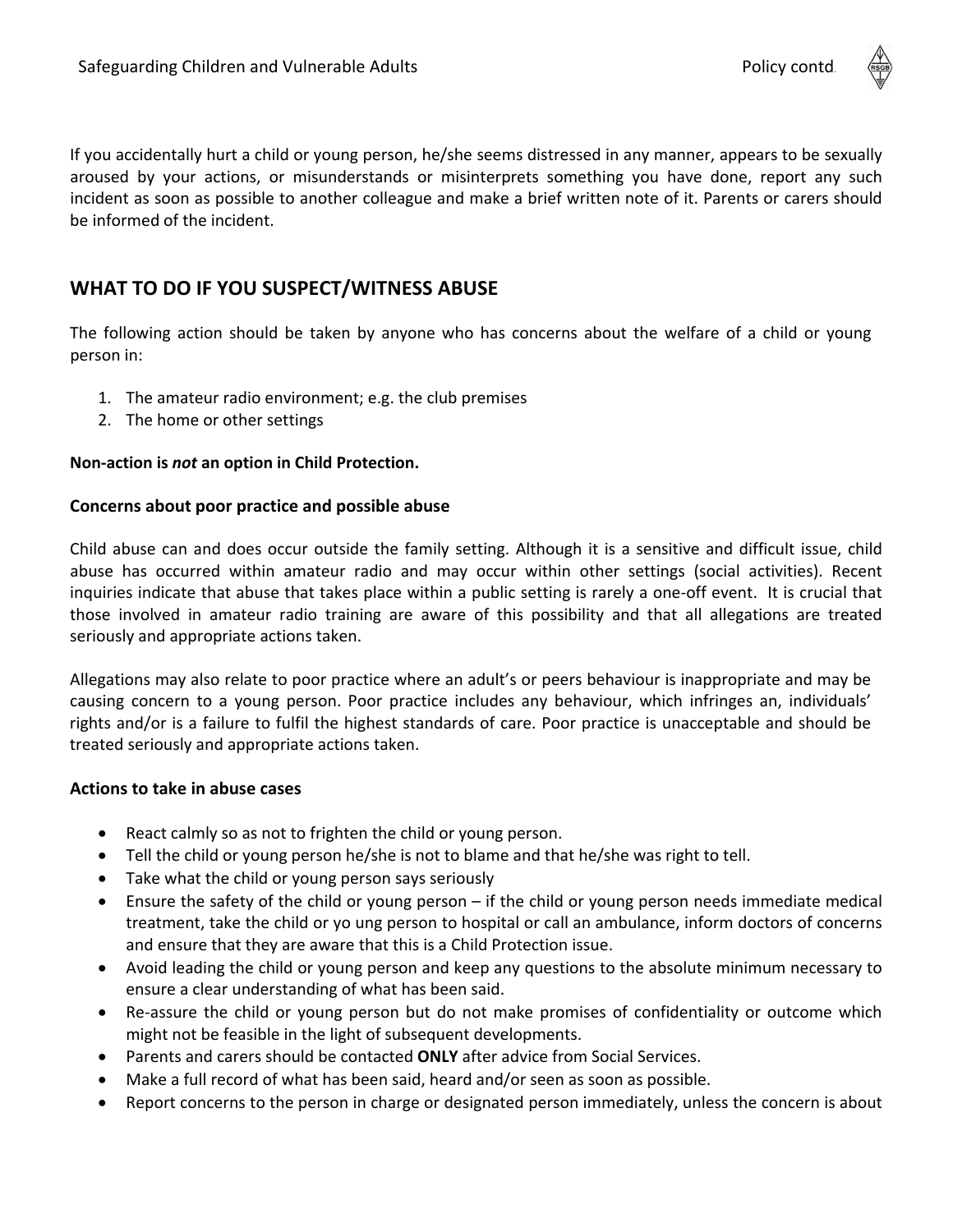If you accidentally hurt a child or young person, he/she seems distressed in any manner, appears to be sexually aroused by your actions, or misunderstands or misinterprets something you have done, report any such incident as soon as possible to another colleague and make a brief written note of it. Parents or carers should be informed of the incident.

## WHAT TO DO IF YOU SUSPECT/WITNESS ABUSE

The following action should be taken by anyone who has concerns about the welfare of a child or young person in:

1. The amateur radio environment; e.g. the club premises
2. The home or other settings

**Non-action is *not* an option in Child Protection.**

**Concerns about poor practice and possible abuse**

Child abuse can and does occur outside the family setting. Although it is a sensitive and difficult issue, child abuse has occurred within amateur radio and may occur within other settings (social activities). Recent inquiries indicate that abuse that takes place within a public setting is rarely a one-off event. It is crucial that those involved in amateur radio training are aware of this possibility and that all allegations are treated seriously and appropriate actions taken.

Allegations may also relate to poor practice where an adult's or peers behaviour is inappropriate and may be causing concern to a young person. Poor practice includes any behaviour, which infringes an, individuals' rights and/or is a failure to fulfil the highest standards of care. Poor practice is unacceptable and should be treated seriously and appropriate actions taken.

**Actions to take in abuse cases**

- React calmly so as not to frighten the child or young person.
- Tell the child or young person he/she is not to blame and that he/she was right to tell.
- Take what the child or young person says seriously
- Ensure the safety of the child or young person – if the child or young person needs immediate medical treatment, take the child or yo ung person to hospital or call an ambulance, inform doctors of concerns and ensure that they are aware that this is a Child Protection issue.
- Avoid leading the child or young person and keep any questions to the absolute minimum necessary to ensure a clear understanding of what has been said.
- Re-assure the child or young person but do not make promises of confidentiality or outcome which might not be feasible in the light of subsequent developments.
- Parents and carers should be contacted **ONLY** after advice from Social Services.
- Make a full record of what has been said, heard and/or seen as soon as possible.
- Report concerns to the person in charge or designated person immediately, unless the concern is about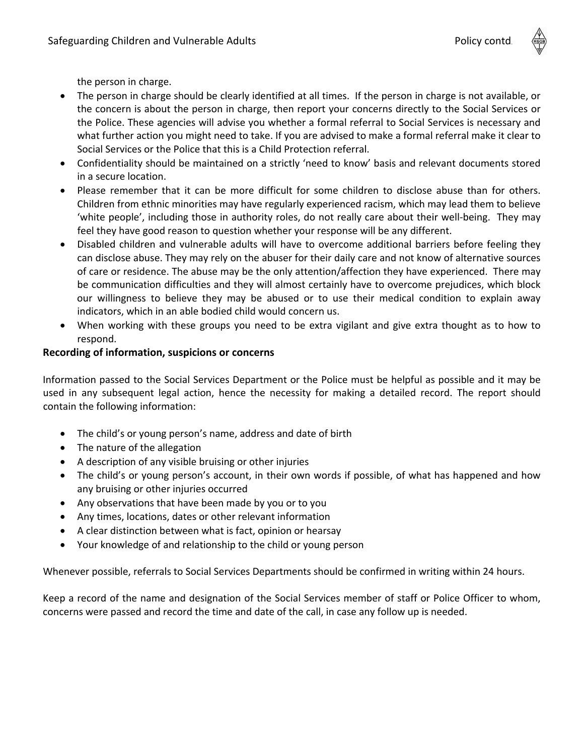the person in charge.

- The person in charge should be clearly identified at all times. If the person in charge is not available, or the concern is about the person in charge, then report your concerns directly to the Social Services or the Police. These agencies will advise you whether a formal referral to Social Services is necessary and what further action you might need to take. If you are advised to make a formal referral make it clear to Social Services or the Police that this is a Child Protection referral.
- Confidentiality should be maintained on a strictly 'need to know' basis and relevant documents stored in a secure location.
- Please remember that it can be more difficult for some children to disclose abuse than for others. Children from ethnic minorities may have regularly experienced racism, which may lead them to believe 'white people', including those in authority roles, do not really care about their well-being. They may feel they have good reason to question whether your response will be any different.
- Disabled children and vulnerable adults will have to overcome additional barriers before feeling they can disclose abuse. They may rely on the abuser for their daily care and not know of alternative sources of care or residence. The abuse may be the only attention/affection they have experienced. There may be communication difficulties and they will almost certainly have to overcome prejudices, which block our willingness to believe they may be abused or to use their medical condition to explain away indicators, which in an able bodied child would concern us.
- When working with these groups you need to be extra vigilant and give extra thought as to how to respond.

**Recording of information, suspicions or concerns**

Information passed to the Social Services Department or the Police must be helpful as possible and it may be used in any subsequent legal action, hence the necessity for making a detailed record. The report should contain the following information:

- The child's or young person's name, address and date of birth
- The nature of the allegation
- A description of any visible bruising or other injuries
- The child's or young person's account, in their own words if possible, of what has happened and how any bruising or other injuries occurred
- Any observations that have been made by you or to you
- Any times, locations, dates or other relevant information
- A clear distinction between what is fact, opinion or hearsay
- Your knowledge of and relationship to the child or young person

Whenever possible, referrals to Social Services Departments should be confirmed in writing within 24 hours.

Keep a record of the name and designation of the Social Services member of staff or Police Officer to whom, concerns were passed and record the time and date of the call, in case any follow up is needed.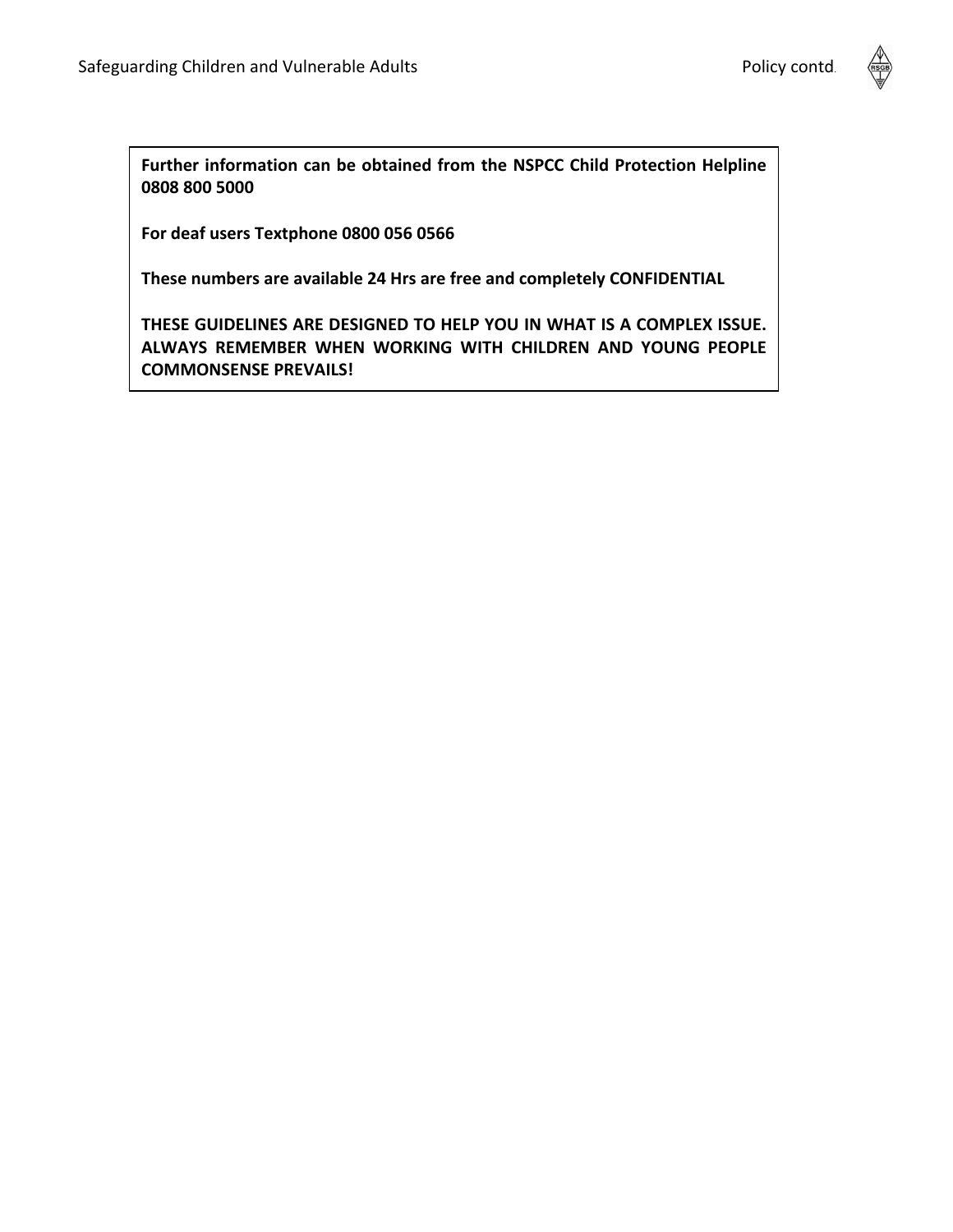**Further information can be obtained from the NSPCC Child Protection Helpline 0808 800 5000**

**For deaf users Textphone 0800 056 0566**

**These numbers are available 24 Hrs are free and completely CONFIDENTIAL**

**THESE GUIDELINES ARE DESIGNED TO HELP YOU IN WHAT IS A COMPLEX ISSUE. ALWAYS REMEMBER WHEN WORKING WITH CHILDREN AND YOUNG PEOPLE COMMONSENSE PREVAILS!**